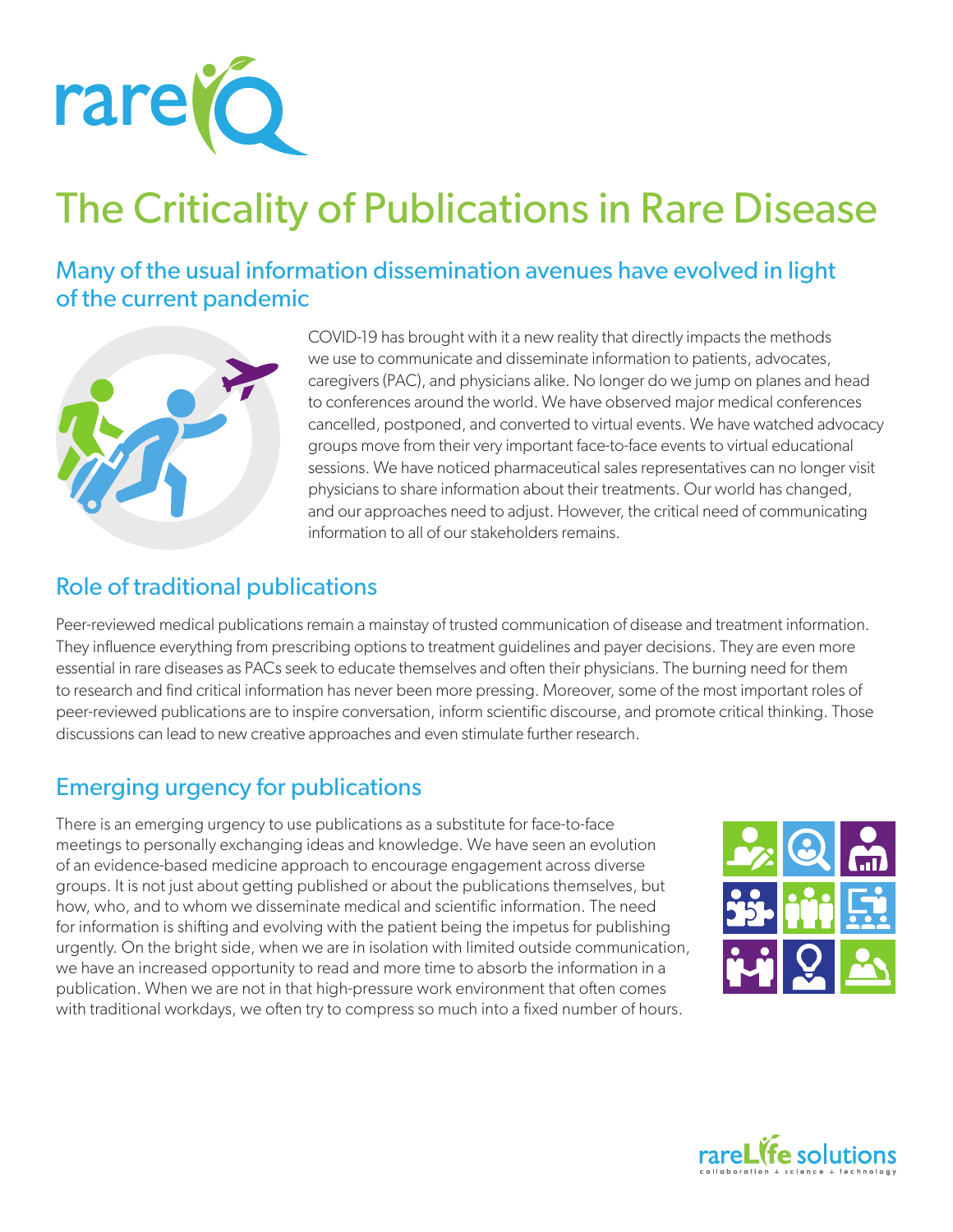rareIQ

# The Criticality of Publications in Rare Disease

## Many of the usual information dissemination avenues have evolved in light of the current pandemic

COVID-19 has brought with it a new reality that directly impacts the methods we use to communicate and disseminate information to patients, advocates, caregivers (PAC), and physicians alike. No longer do we jump on planes and head to conferences around the world. We have observed major medical conferences cancelled, postponed, and converted to virtual events. We have watched advocacy groups move from their very important face-to-face events to virtual educational sessions. We have noticed pharmaceutical sales representatives can no longer visit physicians to share information about their treatments. Our world has changed, and our approaches need to adjust. However, the critical need of communicating information to all of our stakeholders remains.

## Role of traditional publications

Peer-reviewed medical publications remain a mainstay of trusted communication of disease and treatment information. They influence everything from prescribing options to treatment guidelines and payer decisions. They are even more essential in rare diseases as PACs seek to educate themselves and often their physicians. The burning need for them to research and find critical information has never been more pressing. Moreover, some of the most important roles of peer-reviewed publications are to inspire conversation, inform scientific discourse, and promote critical thinking. Those discussions can lead to new creative approaches and even stimulate further research.

## Emerging urgency for publications

There is an emerging urgency to use publications as a substitute for face-to-face meetings to personally exchanging ideas and knowledge. We have seen an evolution of an evidence-based medicine approach to encourage engagement across diverse groups. It is not just about getting published or about the publications themselves, but how, who, and to whom we disseminate medical and scientific information. The need for information is shifting and evolving with the patient being the impetus for publishing urgently. On the bright side, when we are in isolation with limited outside communication, we have an increased opportunity to read and more time to absorb the information in a publication. When we are not in that high-pressure work environment that often comes with traditional workdays, we often try to compress so much into a fixed number of hours.

rareLife solutions
collaboration + science + technology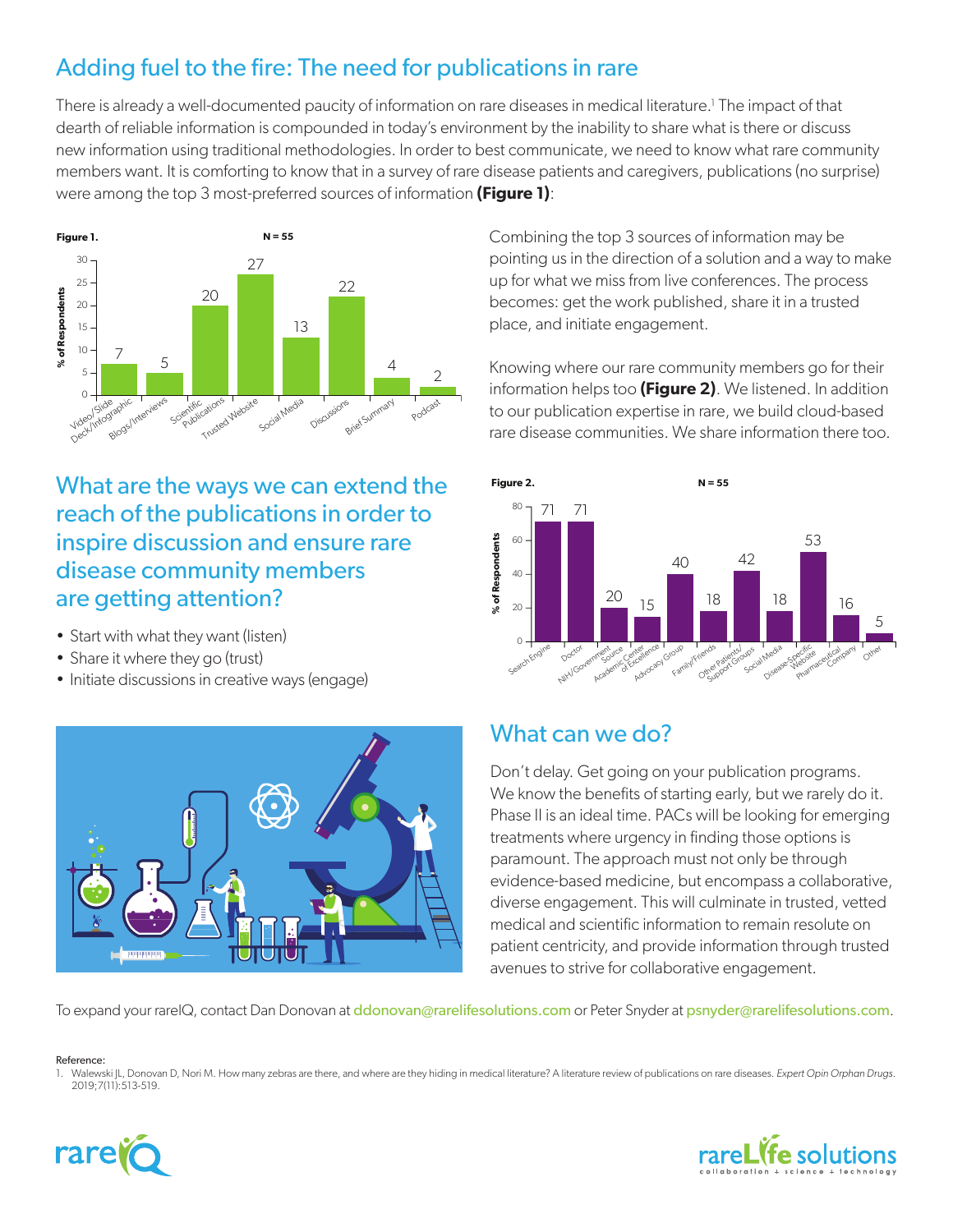## Adding fuel to the fire: The need for publications in rare

There is already a well-documented paucity of information on rare diseases in medical literature.[1] The impact of that dearth of reliable information is compounded in today's environment by the inability to share what is there or discuss new information using traditional methodologies. In order to best communicate, we need to know what rare community members want. It is comforting to know that in a survey of rare disease patients and caregivers, publications (no surprise) were among the top 3 most-preferred sources of information **(Figure 1)**:

**Figure 1.**

N = 55

% of Respondents

0
5
10
15
20
25
30

7
5
20
27
13
22
4
2

Video/Slide Deck/Infographic
Blogs/Interviews
Scientific Publications
Trusted Website
Social Media
Discussions
Brief Summary
Podcast

Combining the top 3 sources of information may be pointing us in the direction of a solution and a way to make up for what we miss from live conferences. The process becomes: get the work published, share it in a trusted place, and initiate engagement.

Knowing where our rare community members go for their information helps too **(Figure 2)**. We listened. In addition to our publication expertise in rare, we build cloud-based rare disease communities. We share information there too.

**Figure 2.**

N = 55

% of Respondents

0
20
40
60
80

71
71
20
15
40
18
42
18
53
16
5

Search Engine
Doctor
NIH/Government Source
Academic Center of Excellence
Advocacy Group
Family/Friends
Other Patients/ Support Groups
Social Media
Disease-Specific Website
Pharmaceutical Company
Other

## What are the ways we can extend the reach of the publications in order to inspire discussion and ensure rare disease community members are getting attention?

- Start with what they want (listen)
- Share it where they go (trust)
- Initiate discussions in creative ways (engage)

## What can we do?

Don't delay. Get going on your publication programs. We know the benefits of starting early, but we rarely do it. Phase II is an ideal time. PACs will be looking for emerging treatments where urgency in finding those options is paramount. The approach must not only be through evidence-based medicine, but encompass a collaborative, diverse engagement. This will culminate in trusted, vetted medical and scientific information to remain resolute on patient centricity, and provide information through trusted avenues to strive for collaborative engagement.

To expand your rareIQ, contact Dan Donovan at ddonovan@rarelifesolutions.com or Peter Snyder at psnyder@rarelifesolutions.com.

Reference:

1. Walewski JL, Donovan D, Nori M. How many zebras are there, and where are they hiding in medical literature? A literature review of publications on rare diseases. *Expert Opin Orphan Drugs*. 2019;7(11):513-519.

rareIQ

rareLife solutions
collaboration + science + technology